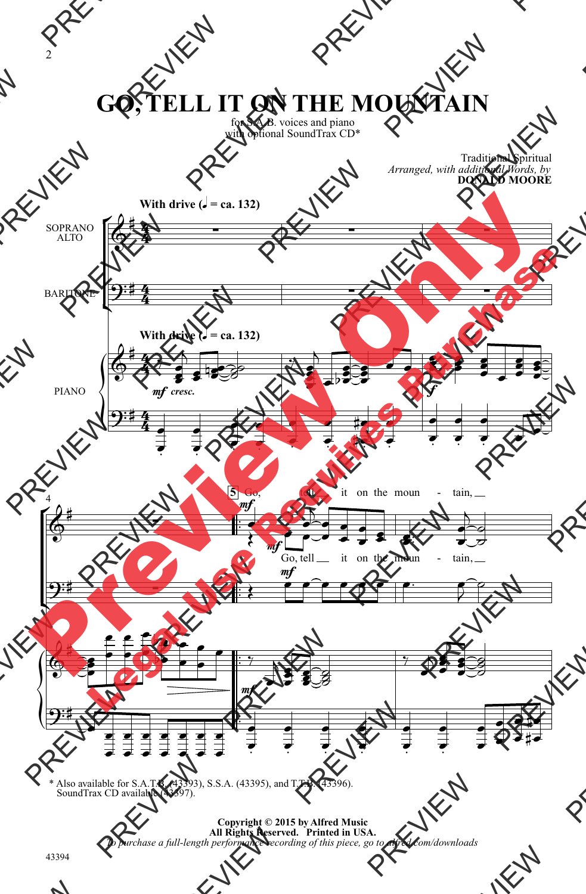# GO, TELL IT ON THE MOUNTAIN

for S.A.B. voices and piano
with optional SoundTrax CD*

Traditional Spiritual
*Arranged, with additional Words, by*
**DONALD MOORE**

**With drive (♩ = ca. 132)**

SOPRANO ALTO

BARITONE

PIANO

*mf cresc.*

*f*

5 Go, tell it on the moun - tain,

Go, tell it on the moun - tain,

*mf*

\* Also available for S.A.T.B. (43393), S.S.A. (43395), and T.T.B. (43396).
SoundTrax CD available (43397).

**Copyright © 2015 by Alfred Music**
**All Rights Reserved. Printed in USA.**
*To purchase a full-length performance recording of this piece, go to alfred.com/downloads*

43394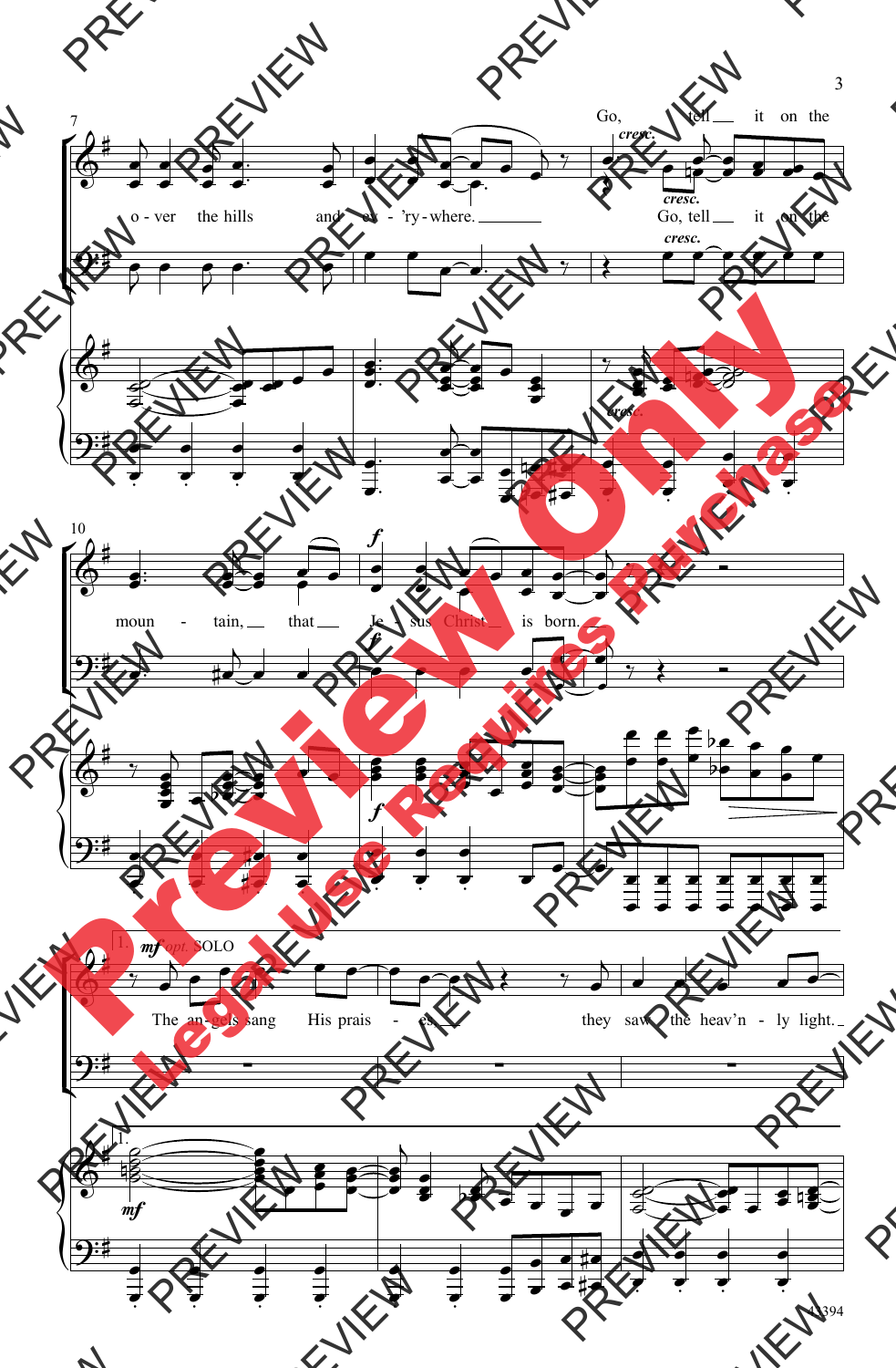Go, tell it on the

o - ver the hills and ev - 'ry - where.

Go, tell it on the

*cresc.*

moun - tain, that Je - sus Christ is born.

*f*

1\. *mf opt.* SOLO

The an - gels sang His prais - es they saw the heav'n - ly light.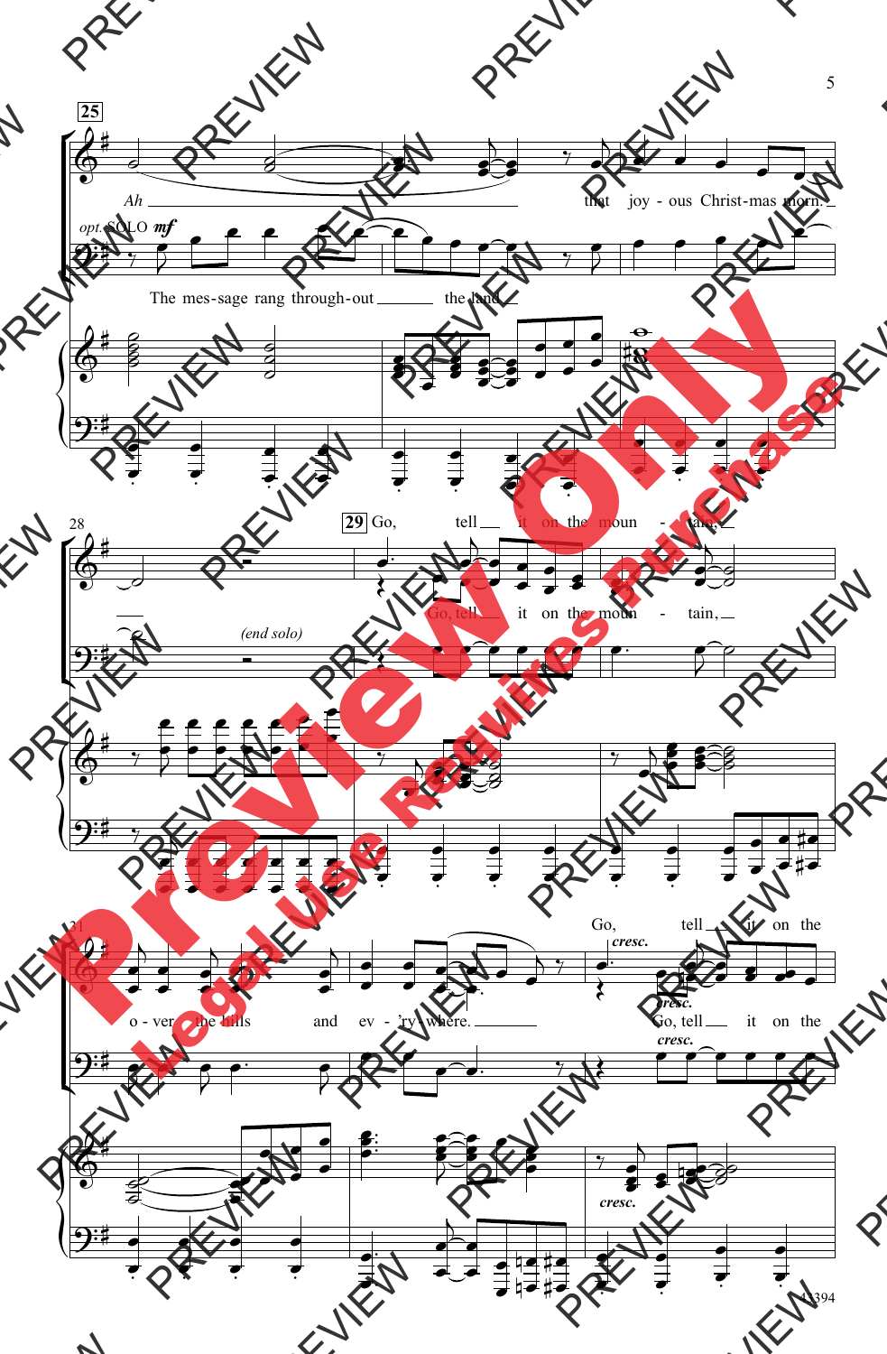Ah that joy - ous Christ-mas morn.

*opt.* SOLO *mf*

The mes-sage rang through-out the land

(end solo)

Go, tell it on the moun - tain,

Go, tell it on the moun - tain,

o - ver the hills and ev - 'ry - where.

*cresc.*

Go, tell it on the

Go, tell it on the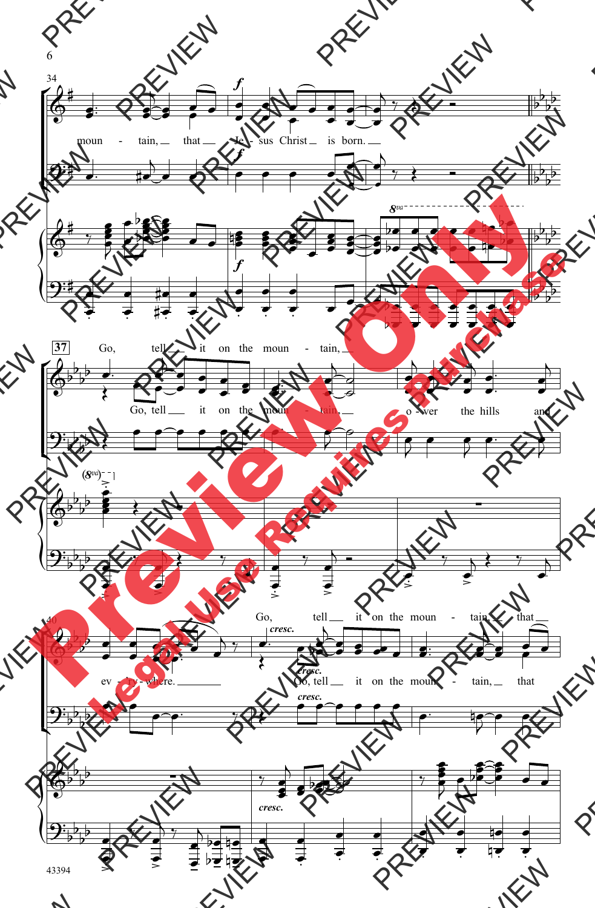34

moun - tain, that Je - sus Christ is born.

37 Go, tell it on the moun - tain,

Go, tell it on the moun - tain, o - ver the hills and

40

ev - 'ry - where.

Go, tell it on the moun - tain, that

Go, tell it on the moun - tain, that

*cresc.*

Preview Only

Legal Use Requires Purchase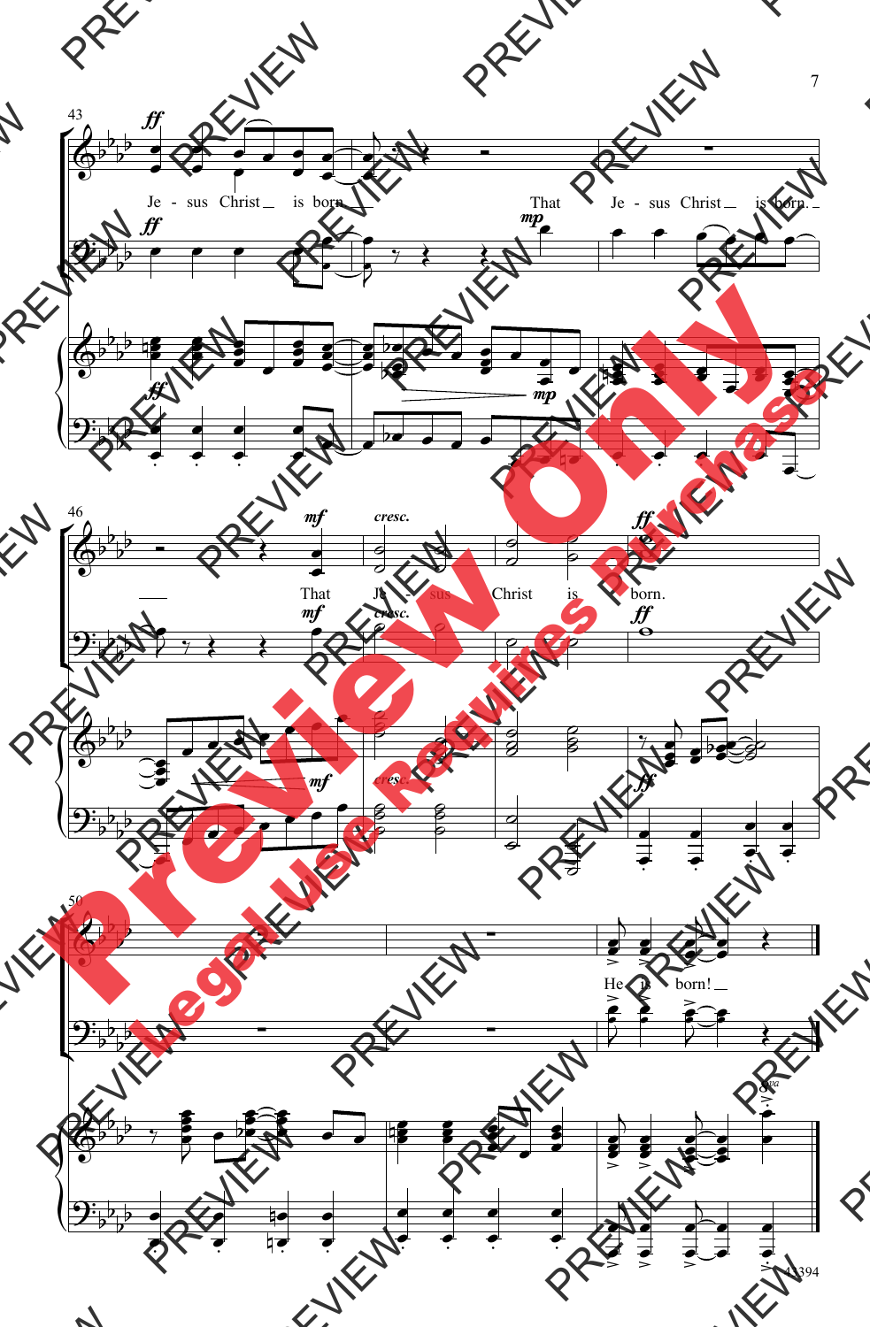Je - sus Christ is born

That Je - sus Christ is born.

That Je - sus Christ is born.

He is born!